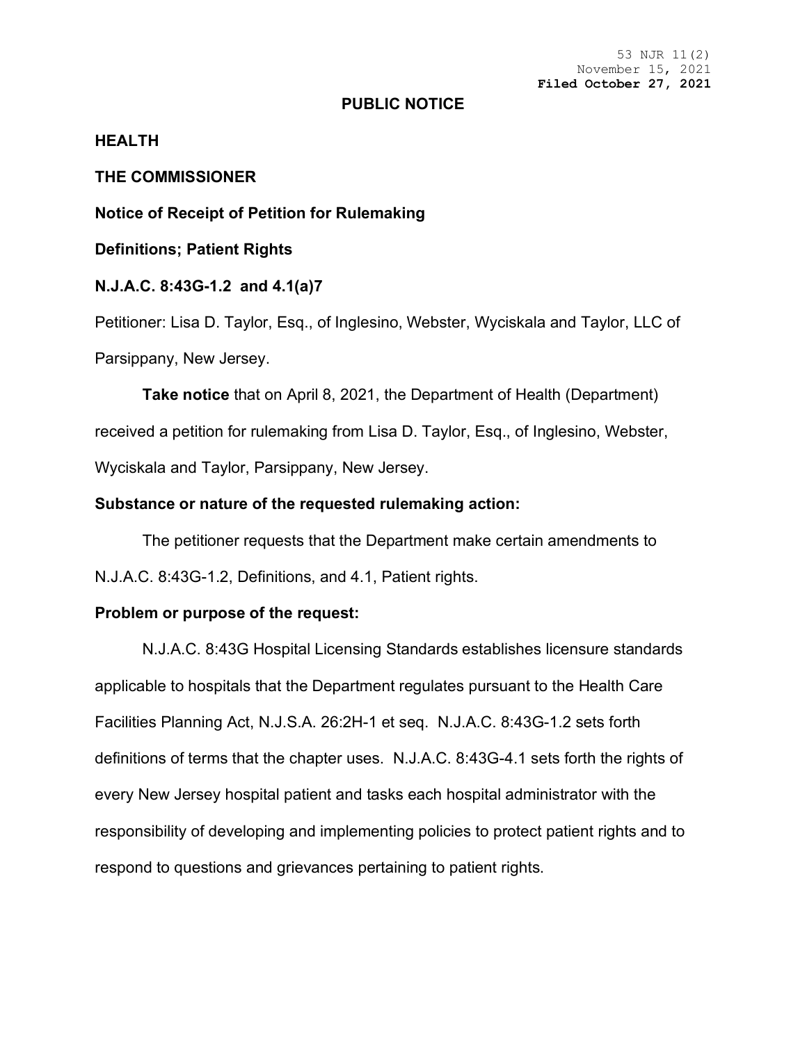53 NJR 11(2)
November 15, 2021
**Filed October 27, 2021**

## PUBLIC NOTICE

**HEALTH**

**THE COMMISSIONER**

**Notice of Receipt of Petition for Rulemaking**

**Definitions; Patient Rights**

**N.J.A.C. 8:43G-1.2 and 4.1(a)7**

Petitioner: Lisa D. Taylor, Esq., of Inglesino, Webster, Wyciskala and Taylor, LLC of Parsippany, New Jersey.

**Take notice** that on April 8, 2021, the Department of Health (Department) received a petition for rulemaking from Lisa D. Taylor, Esq., of Inglesino, Webster, Wyciskala and Taylor, Parsippany, New Jersey.

**Substance or nature of the requested rulemaking action:**

The petitioner requests that the Department make certain amendments to N.J.A.C. 8:43G-1.2, Definitions, and 4.1, Patient rights.

**Problem or purpose of the request:**

N.J.A.C. 8:43G Hospital Licensing Standards establishes licensure standards applicable to hospitals that the Department regulates pursuant to the Health Care Facilities Planning Act, N.J.S.A. 26:2H-1 et seq. N.J.A.C. 8:43G-1.2 sets forth definitions of terms that the chapter uses. N.J.A.C. 8:43G-4.1 sets forth the rights of every New Jersey hospital patient and tasks each hospital administrator with the responsibility of developing and implementing policies to protect patient rights and to respond to questions and grievances pertaining to patient rights.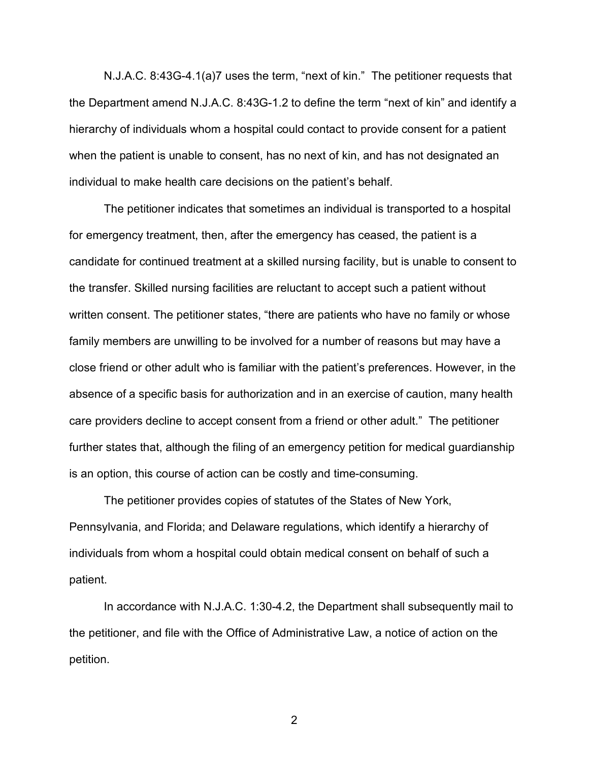N.J.A.C. 8:43G-4.1(a)7 uses the term, "next of kin." The petitioner requests that the Department amend N.J.A.C. 8:43G-1.2 to define the term "next of kin" and identify a hierarchy of individuals whom a hospital could contact to provide consent for a patient when the patient is unable to consent, has no next of kin, and has not designated an individual to make health care decisions on the patient's behalf.

The petitioner indicates that sometimes an individual is transported to a hospital for emergency treatment, then, after the emergency has ceased, the patient is a candidate for continued treatment at a skilled nursing facility, but is unable to consent to the transfer. Skilled nursing facilities are reluctant to accept such a patient without written consent. The petitioner states, "there are patients who have no family or whose family members are unwilling to be involved for a number of reasons but may have a close friend or other adult who is familiar with the patient's preferences. However, in the absence of a specific basis for authorization and in an exercise of caution, many health care providers decline to accept consent from a friend or other adult." The petitioner further states that, although the filing of an emergency petition for medical guardianship is an option, this course of action can be costly and time-consuming.

The petitioner provides copies of statutes of the States of New York, Pennsylvania, and Florida; and Delaware regulations, which identify a hierarchy of individuals from whom a hospital could obtain medical consent on behalf of such a patient.

In accordance with N.J.A.C. 1:30-4.2, the Department shall subsequently mail to the petitioner, and file with the Office of Administrative Law, a notice of action on the petition.